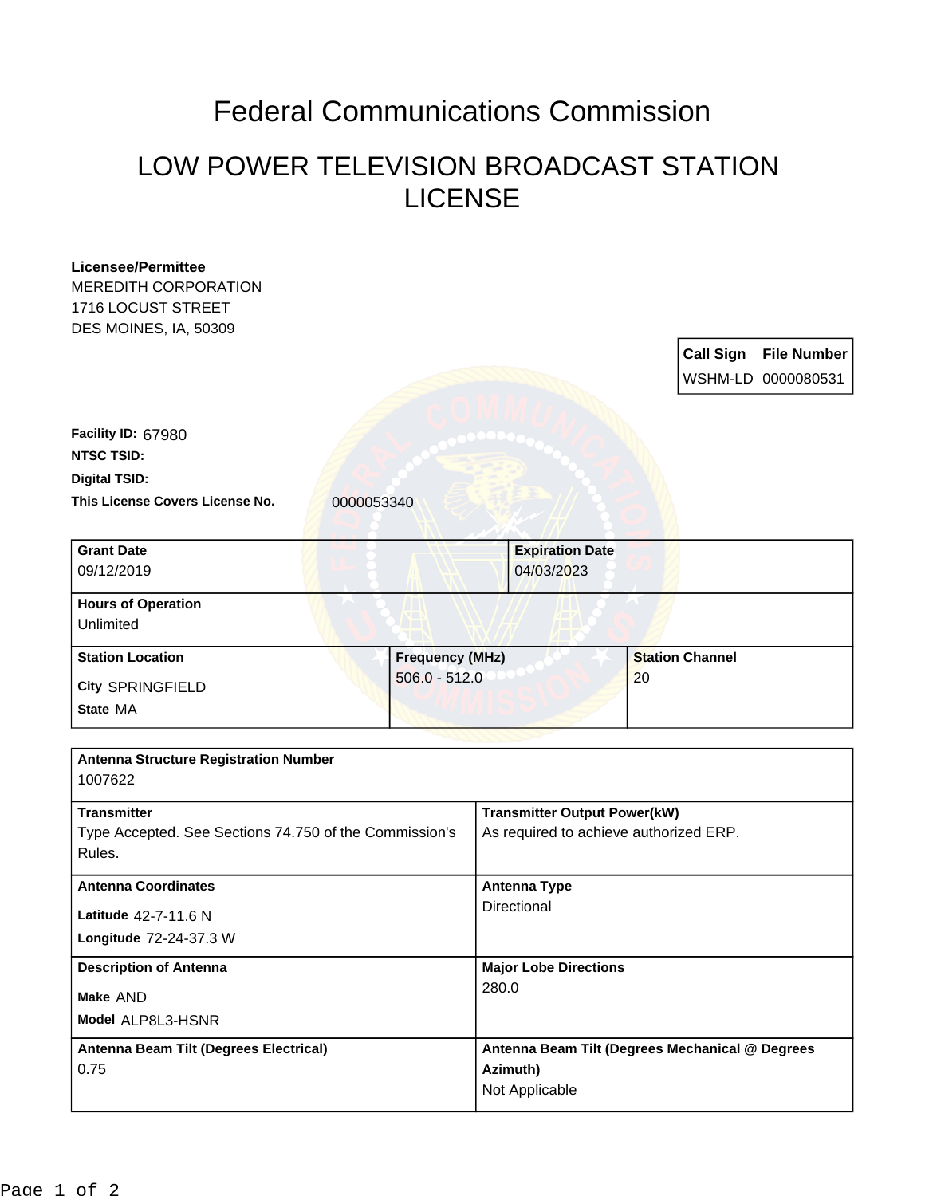# Federal Communications Commission

## LOW POWER TELEVISION BROADCAST STATION LICENSE

**Licensee/Permittee**
MEREDITH CORPORATION
1716 LOCUST STREET
DES MOINES, IA, 50309

| Call Sign | File Number |
| --- | --- |
| WSHM-LD | 0000080531 |

**Facility ID:** 67980

**NTSC TSID:**

**Digital TSID:**

**This License Covers License No.** 0000053340

| Grant Date | Expiration Date |
| --- | --- |
| 09/12/2019 | 04/03/2023 |

| Hours of Operation |
| --- |
| Unlimited |

| Station Location | Frequency (MHz) | Station Channel |
| --- | --- | --- |
| City SPRINGFIELD<br>State MA | 506.0 - 512.0 | 20 |

| Antenna Structure Registration Number | |
| --- | --- |
| 1007622 | |
| **Transmitter**<br>Type Accepted. See Sections 74.750 of the Commission's Rules. | **Transmitter Output Power(kW)**<br>As required to achieve authorized ERP. |
| **Antenna Coordinates**<br>Latitude 42-7-11.6 N<br>Longitude 72-24-37.3 W | **Antenna Type**<br>Directional |
| **Description of Antenna**<br>Make AND<br>Model ALP8L3-HSNR | **Major Lobe Directions**<br>280.0 |
| **Antenna Beam Tilt (Degrees Electrical)**<br>0.75 | **Antenna Beam Tilt (Degrees Mechanical @ Degrees Azimuth)**<br>Not Applicable |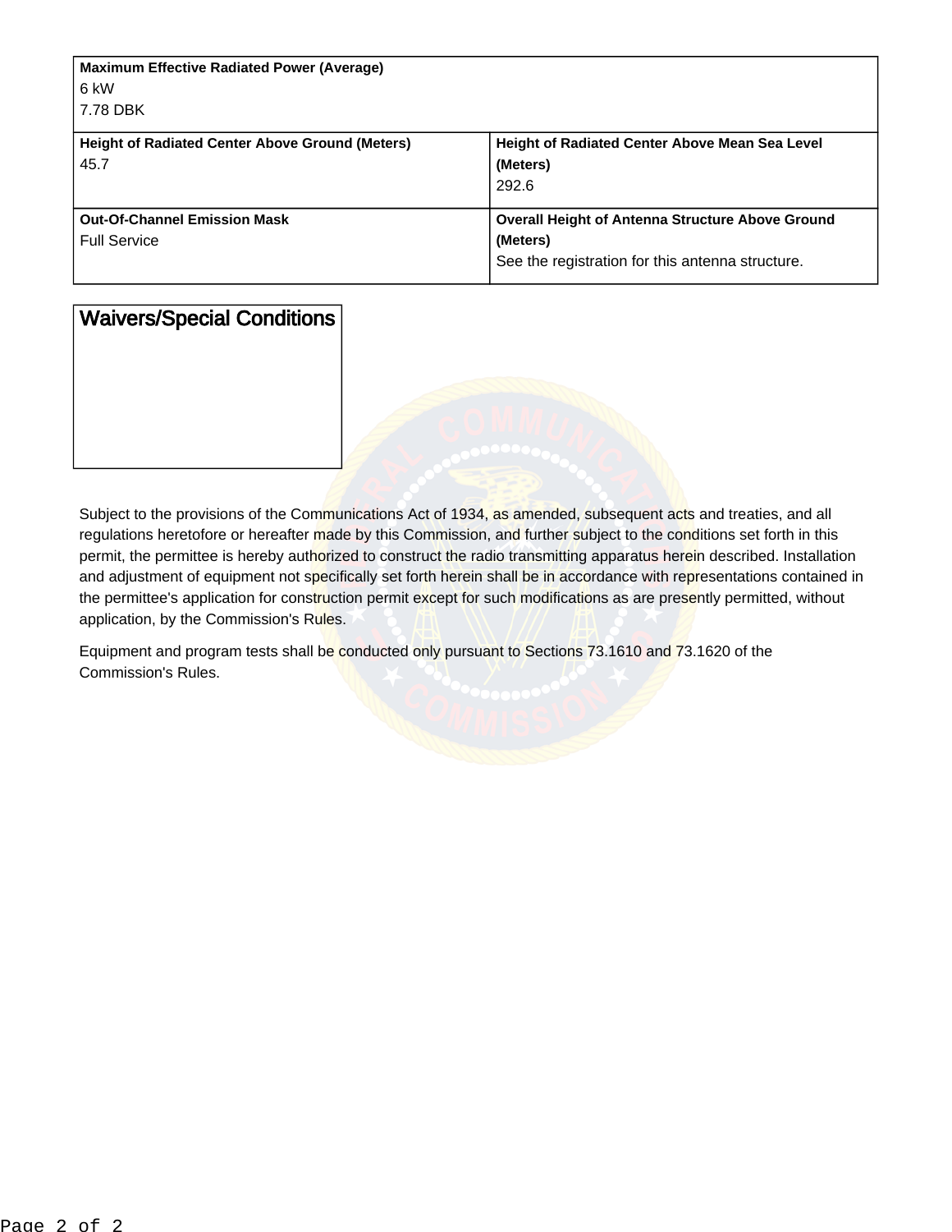| | |
|---|---|
| **Maximum Effective Radiated Power (Average)**<br>6 kW<br>7.78 DBK | |
| **Height of Radiated Center Above Ground (Meters)**<br>45.7 | **Height of Radiated Center Above Mean Sea Level (Meters)**<br>292.6 |
| **Out-Of-Channel Emission Mask**<br>Full Service | **Overall Height of Antenna Structure Above Ground (Meters)**<br>See the registration for this antenna structure. |

## Waivers/Special Conditions

Subject to the provisions of the Communications Act of 1934, as amended, subsequent acts and treaties, and all regulations heretofore or hereafter made by this Commission, and further subject to the conditions set forth in this permit, the permittee is hereby authorized to construct the radio transmitting apparatus herein described. Installation and adjustment of equipment not specifically set forth herein shall be in accordance with representations contained in the permittee's application for construction permit except for such modifications as are presently permitted, without application, by the Commission's Rules.

Equipment and program tests shall be conducted only pursuant to Sections 73.1610 and 73.1620 of the Commission's Rules.